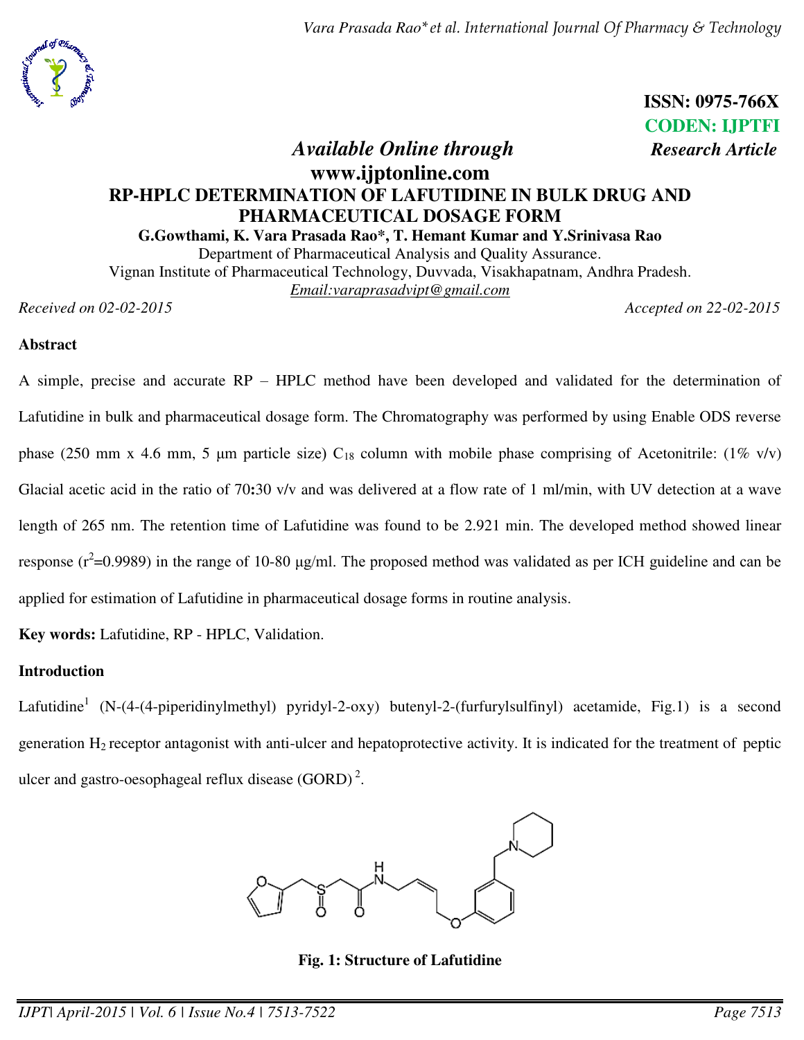**ISSN: 0975-766X**
**CODEN: IJPTFI**
***Research Article***

*Available Online through*
**www.ijptonline.com**

# RP-HPLC DETERMINATION OF LAFUTIDINE IN BULK DRUG AND PHARMACEUTICAL DOSAGE FORM

**G.Gowthami, K. Vara Prasada Rao\*, T. Hemant Kumar and Y.Srinivasa Rao**

Department of Pharmaceutical Analysis and Quality Assurance.
Vignan Institute of Pharmaceutical Technology, Duvvada, Visakhapatnam, Andhra Pradesh.
*Email:varaprasadvipt@gmail.com*

*Received on 02-02-2015* *Accepted on 22-02-2015*

## Abstract

A simple, precise and accurate RP – HPLC method have been developed and validated for the determination of Lafutidine in bulk and pharmaceutical dosage form. The Chromatography was performed by using Enable ODS reverse phase (250 mm x 4.6 mm, 5 µm particle size) $C_{18}$ column with mobile phase comprising of Acetonitrile: (1% v/v) Glacial acetic acid in the ratio of 70**:**30 v/v and was delivered at a flow rate of 1 ml/min, with UV detection at a wave length of 265 nm. The retention time of Lafutidine was found to be 2.921 min. The developed method showed linear response ($r^2$=0.9989) in the range of 10-80 µg/ml. The proposed method was validated as per ICH guideline and can be applied for estimation of Lafutidine in pharmaceutical dosage forms in routine analysis.

**Key words:** Lafutidine, RP - HPLC, Validation.

## Introduction

Lafutidine[1] (N-(4-(4-piperidinylmethyl) pyridyl-2-oxy) butenyl-2-(furfurylsulfinyl) acetamide, Fig.1) is a second generation $H_2$ receptor antagonist with anti-ulcer and hepatoprotective activity. It is indicated for the treatment of peptic ulcer and gastro-oesophageal reflux disease (GORD) [2].

**Fig. 1: Structure of Lafutidine**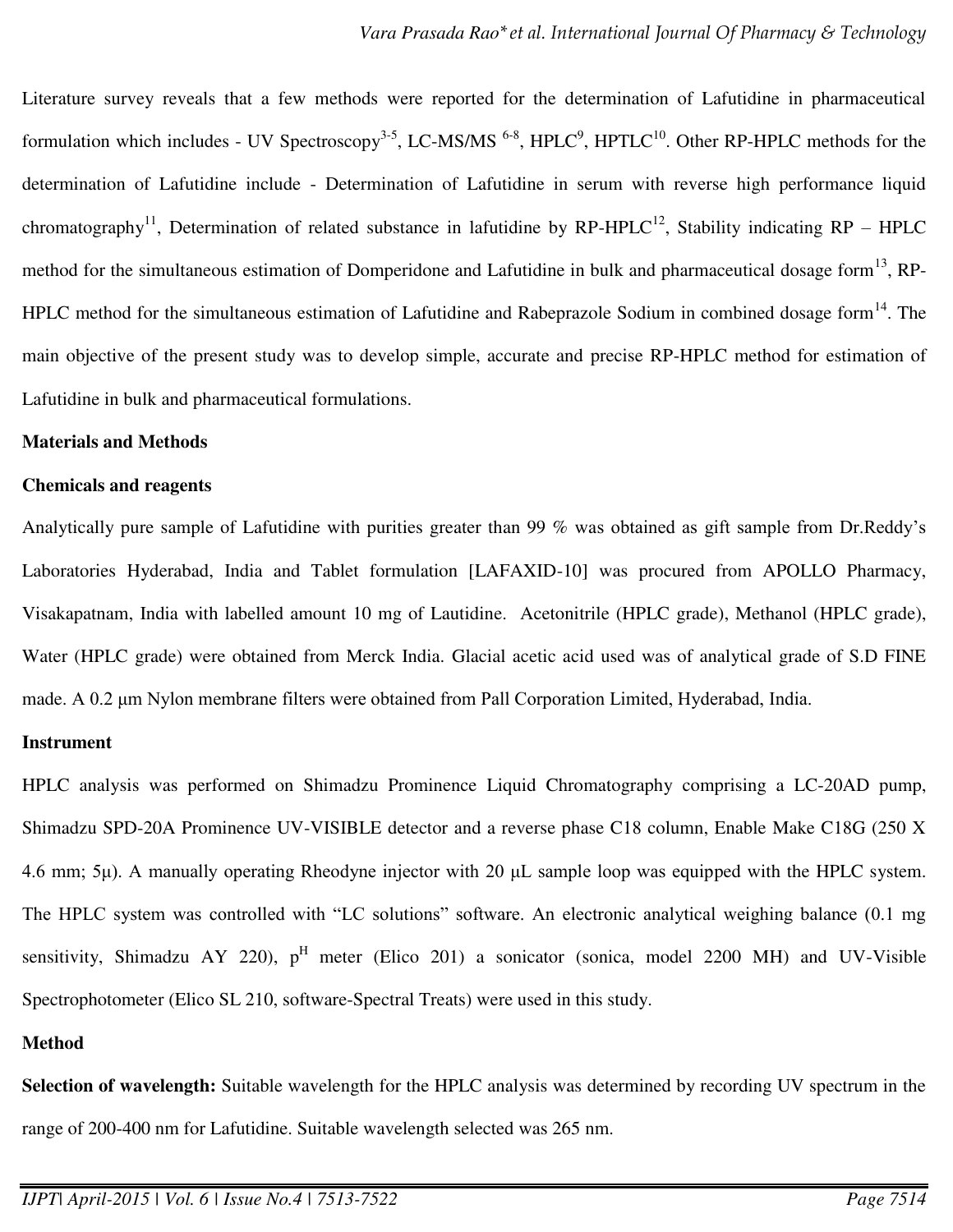Literature survey reveals that a few methods were reported for the determination of Lafutidine in pharmaceutical formulation which includes - UV Spectroscopy[3-5], LC-MS/MS [6-8], HPLC[9], HPTLC[10]. Other RP-HPLC methods for the determination of Lafutidine include - Determination of Lafutidine in serum with reverse high performance liquid chromatography[11], Determination of related substance in lafutidine by RP-HPLC[12], Stability indicating RP – HPLC method for the simultaneous estimation of Domperidone and Lafutidine in bulk and pharmaceutical dosage form[13], RP-HPLC method for the simultaneous estimation of Lafutidine and Rabeprazole Sodium in combined dosage form[14]. The main objective of the present study was to develop simple, accurate and precise RP-HPLC method for estimation of Lafutidine in bulk and pharmaceutical formulations.

## Materials and Methods

### Chemicals and reagents

Analytically pure sample of Lafutidine with purities greater than 99 % was obtained as gift sample from Dr.Reddy's Laboratories Hyderabad, India and Tablet formulation [LAFAXID-10] was procured from APOLLO Pharmacy, Visakapatnam, India with labelled amount 10 mg of Lautidine. Acetonitrile (HPLC grade), Methanol (HPLC grade), Water (HPLC grade) were obtained from Merck India. Glacial acetic acid used was of analytical grade of S.D FINE made. A 0.2 μm Nylon membrane filters were obtained from Pall Corporation Limited, Hyderabad, India.

### Instrument

HPLC analysis was performed on Shimadzu Prominence Liquid Chromatography comprising a LC-20AD pump, Shimadzu SPD-20A Prominence UV-VISIBLE detector and a reverse phase C18 column, Enable Make C18G (250 X 4.6 mm; 5μ). A manually operating Rheodyne injector with 20 μL sample loop was equipped with the HPLC system. The HPLC system was controlled with "LC solutions" software. An electronic analytical weighing balance (0.1 mg sensitivity, Shimadzu AY 220), $p^H$ meter (Elico 201) a sonicator (sonica, model 2200 MH) and UV-Visible Spectrophotometer (Elico SL 210, software-Spectral Treats) were used in this study.

### Method

**Selection of wavelength:** Suitable wavelength for the HPLC analysis was determined by recording UV spectrum in the range of 200-400 nm for Lafutidine. Suitable wavelength selected was 265 nm.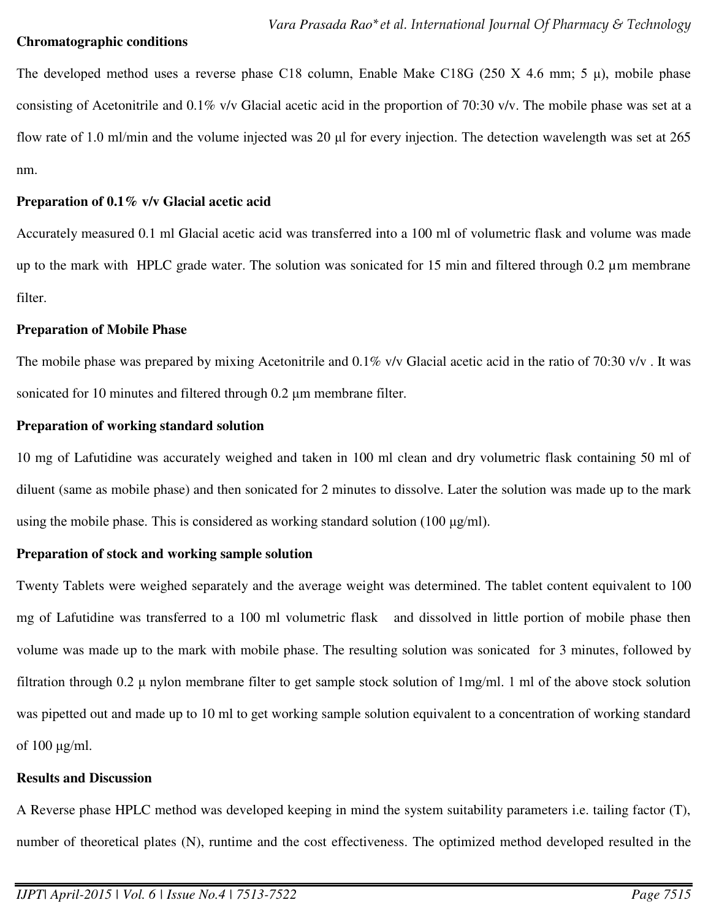**Chromatographic conditions**

The developed method uses a reverse phase C18 column, Enable Make C18G (250 X 4.6 mm; 5 µ), mobile phase consisting of Acetonitrile and 0.1% v/v Glacial acetic acid in the proportion of 70:30 v/v. The mobile phase was set at a flow rate of 1.0 ml/min and the volume injected was 20 µl for every injection. The detection wavelength was set at 265 nm.

**Preparation of 0.1% v/v Glacial acetic acid**

Accurately measured 0.1 ml Glacial acetic acid was transferred into a 100 ml of volumetric flask and volume was made up to the mark with HPLC grade water. The solution was sonicated for 15 min and filtered through 0.2 µm membrane filter.

**Preparation of Mobile Phase**

The mobile phase was prepared by mixing Acetonitrile and 0.1% v/v Glacial acetic acid in the ratio of 70:30 v/v . It was sonicated for 10 minutes and filtered through 0.2 µm membrane filter.

**Preparation of working standard solution**

10 mg of Lafutidine was accurately weighed and taken in 100 ml clean and dry volumetric flask containing 50 ml of diluent (same as mobile phase) and then sonicated for 2 minutes to dissolve. Later the solution was made up to the mark using the mobile phase. This is considered as working standard solution (100 µg/ml).

**Preparation of stock and working sample solution**

Twenty Tablets were weighed separately and the average weight was determined. The tablet content equivalent to 100 mg of Lafutidine was transferred to a 100 ml volumetric flask and dissolved in little portion of mobile phase then volume was made up to the mark with mobile phase. The resulting solution was sonicated for 3 minutes, followed by filtration through 0.2 µ nylon membrane filter to get sample stock solution of 1mg/ml. 1 ml of the above stock solution was pipetted out and made up to 10 ml to get working sample solution equivalent to a concentration of working standard of 100 µg/ml.

**Results and Discussion**

A Reverse phase HPLC method was developed keeping in mind the system suitability parameters i.e. tailing factor (T), number of theoretical plates (N), runtime and the cost effectiveness. The optimized method developed resulted in the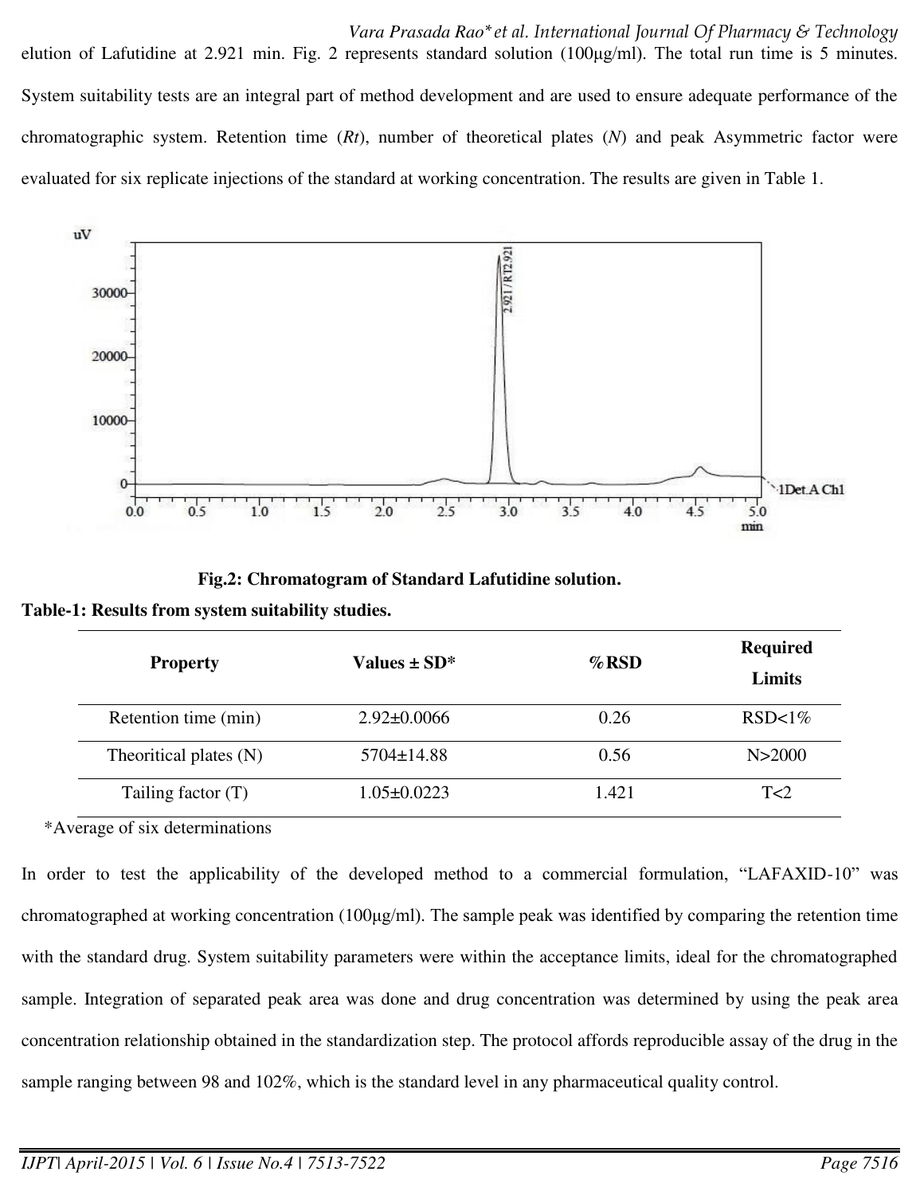elution of Lafutidine at 2.921 min. Fig. 2 represents standard solution (100µg/ml). The total run time is 5 minutes. System suitability tests are an integral part of method development and are used to ensure adequate performance of the chromatographic system. Retention time (*Rt*), number of theoretical plates (*N*) and peak Asymmetric factor were evaluated for six replicate injections of the standard at working concentration. The results are given in Table 1.

**Fig.2: Chromatogram of Standard Lafutidine solution.**

**Table-1: Results from system suitability studies.**

| Property | Values ± SD* | %RSD | Required Limits |
|---|---|---|---|
| Retention time (min) | 2.92±0.0066 | 0.26 | RSD<1% |
| Theoritical plates (N) | 5704±14.88 | 0.56 | N>2000 |
| Tailing factor (T) | 1.05±0.0223 | 1.421 | T<2 |

*Average of six determinations

In order to test the applicability of the developed method to a commercial formulation, "LAFAXID-10" was chromatographed at working concentration (100µg/ml). The sample peak was identified by comparing the retention time with the standard drug. System suitability parameters were within the acceptance limits, ideal for the chromatographed sample. Integration of separated peak area was done and drug concentration was determined by using the peak area concentration relationship obtained in the standardization step. The protocol affords reproducible assay of the drug in the sample ranging between 98 and 102%, which is the standard level in any pharmaceutical quality control.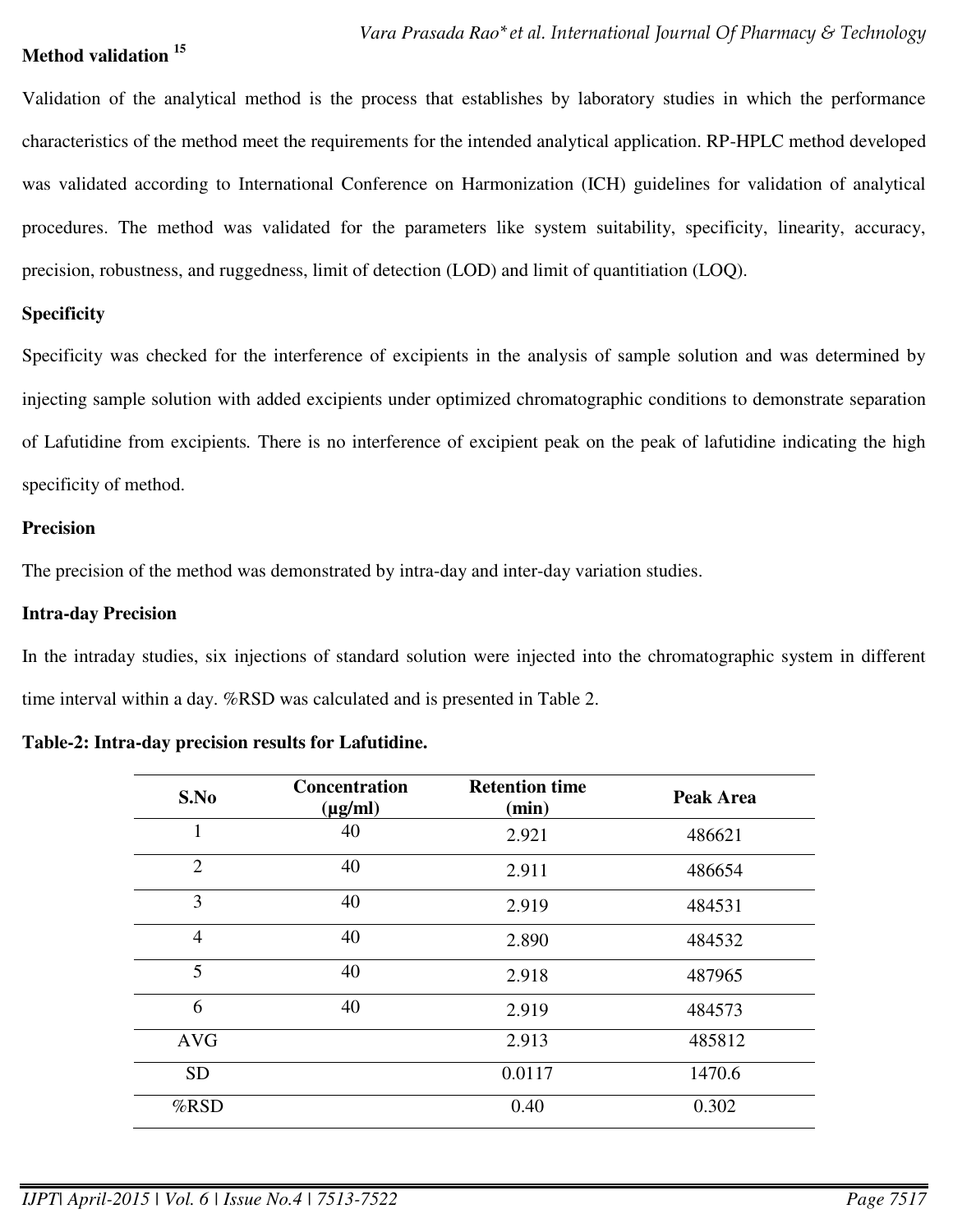### Method validation [15]

Validation of the analytical method is the process that establishes by laboratory studies in which the performance characteristics of the method meet the requirements for the intended analytical application. RP-HPLC method developed was validated according to International Conference on Harmonization (ICH) guidelines for validation of analytical procedures. The method was validated for the parameters like system suitability, specificity, linearity, accuracy, precision, robustness, and ruggedness, limit of detection (LOD) and limit of quantitiation (LOQ).

### Specificity

Specificity was checked for the interference of excipients in the analysis of sample solution and was determined by injecting sample solution with added excipients under optimized chromatographic conditions to demonstrate separation of Lafutidine from excipients. There is no interference of excipient peak on the peak of lafutidine indicating the high specificity of method.

### Precision

The precision of the method was demonstrated by intra-day and inter-day variation studies.

### Intra-day Precision

In the intraday studies, six injections of standard solution were injected into the chromatographic system in different time interval within a day. %RSD was calculated and is presented in Table 2.

**Table-2: Intra-day precision results for Lafutidine.**

| S.No | Concentration (µg/ml) | Retention time (min) | Peak Area |
|---|---|---|---|
| 1 | 40 | 2.921 | 486621 |
| 2 | 40 | 2.911 | 486654 |
| 3 | 40 | 2.919 | 484531 |
| 4 | 40 | 2.890 | 484532 |
| 5 | 40 | 2.918 | 487965 |
| 6 | 40 | 2.919 | 484573 |
| AVG | | 2.913 | 485812 |
| SD | | 0.0117 | 1470.6 |
| %RSD | | 0.40 | 0.302 |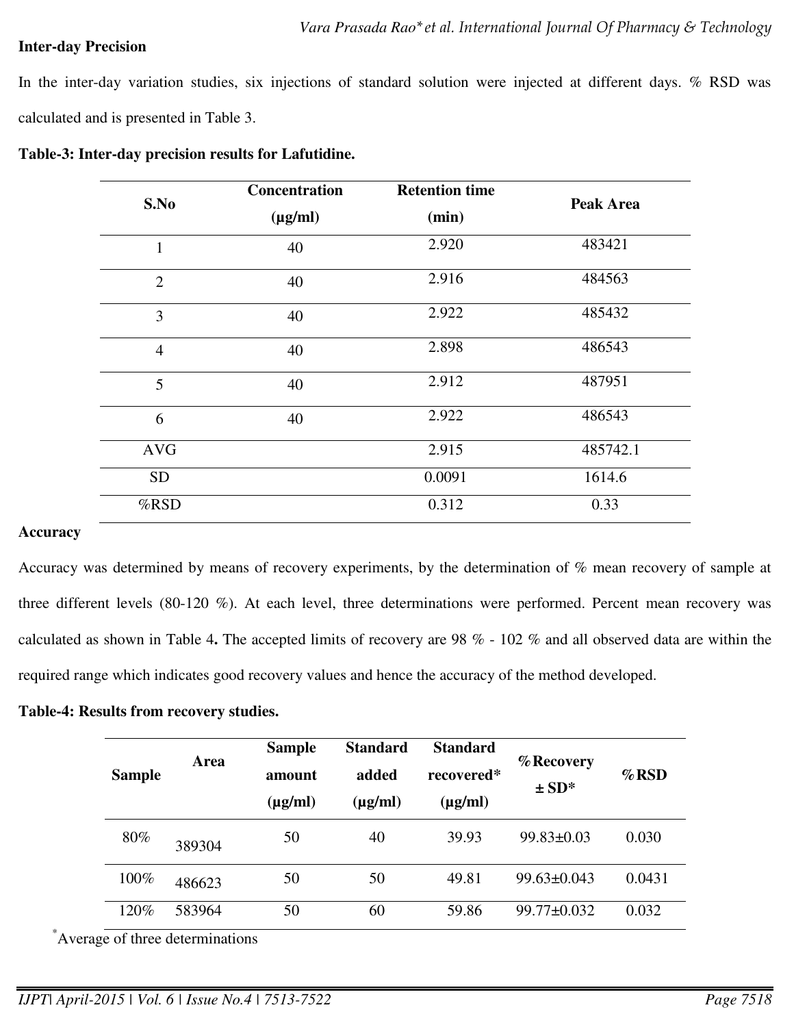**Inter-day Precision**

In the inter-day variation studies, six injections of standard solution were injected at different days. % RSD was calculated and is presented in Table 3.

**Table-3: Inter-day precision results for Lafutidine.**

| S.No | Concentration (µg/ml) | Retention time (min) | Peak Area |
|---|---|---|---|
| 1 | 40 | 2.920 | 483421 |
| 2 | 40 | 2.916 | 484563 |
| 3 | 40 | 2.922 | 485432 |
| 4 | 40 | 2.898 | 486543 |
| 5 | 40 | 2.912 | 487951 |
| 6 | 40 | 2.922 | 486543 |
| AVG | | 2.915 | 485742.1 |
| SD | | 0.0091 | 1614.6 |
| %RSD | | 0.312 | 0.33 |

**Accuracy**

Accuracy was determined by means of recovery experiments, by the determination of % mean recovery of sample at three different levels (80-120 %). At each level, three determinations were performed. Percent mean recovery was calculated as shown in Table 4**.** The accepted limits of recovery are 98 % - 102 % and all observed data are within the required range which indicates good recovery values and hence the accuracy of the method developed.

**Table-4: Results from recovery studies.**

| Sample | Area | Sample amount (µg/ml) | Standard added (µg/ml) | Standard recovered* (µg/ml) | %Recovery ± SD* | %RSD |
|---|---|---|---|---|---|---|
| 80% | 389304 | 50 | 40 | 39.93 | 99.83±0.03 | 0.030 |
| 100% | 486623 | 50 | 50 | 49.81 | 99.63±0.043 | 0.0431 |
| 120% | 583964 | 50 | 60 | 59.86 | 99.77±0.032 | 0.032 |

*Average of three determinations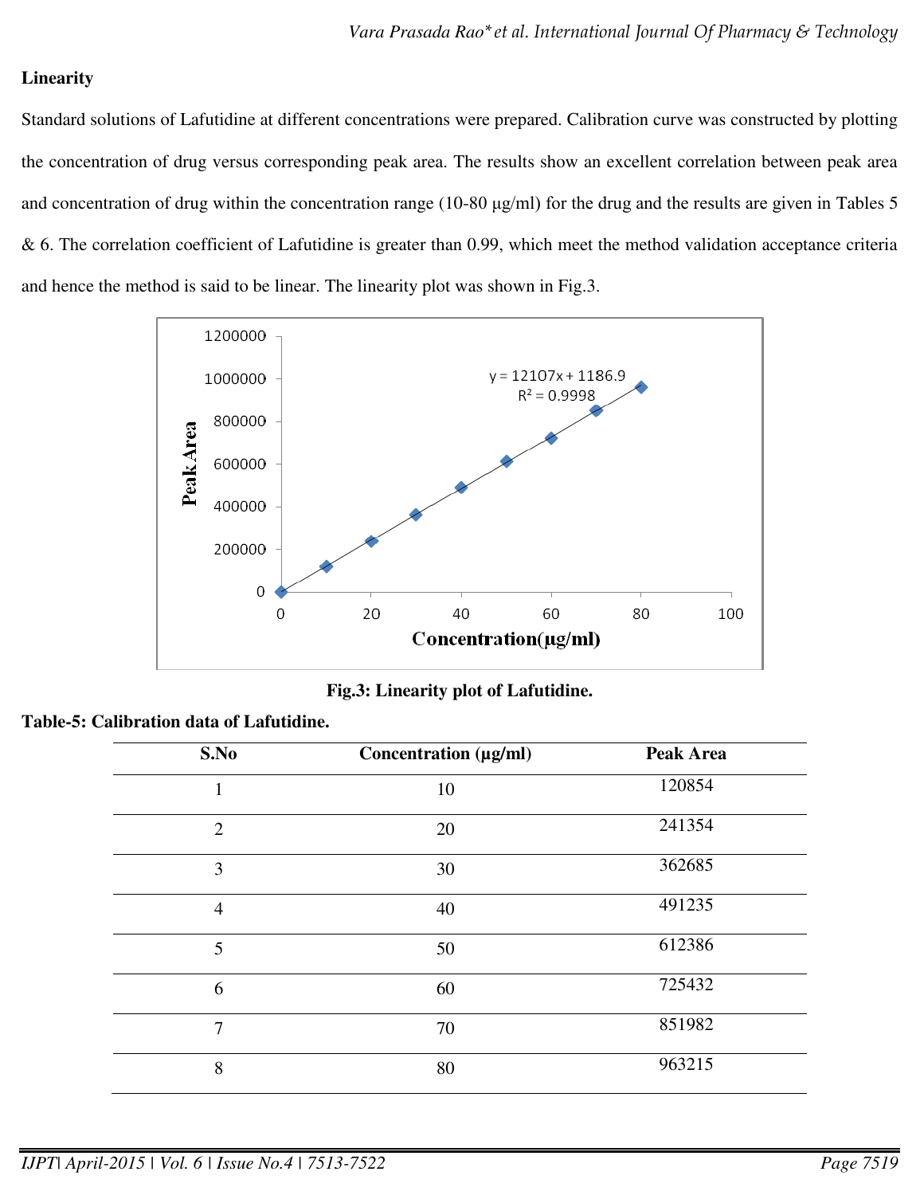**Linearity**

Standard solutions of Lafutidine at different concentrations were prepared. Calibration curve was constructed by plotting the concentration of drug versus corresponding peak area. The results show an excellent correlation between peak area and concentration of drug within the concentration range (10-80 µg/ml) for the drug and the results are given in Tables 5 & 6. The correlation coefficient of Lafutidine is greater than 0.99, which meet the method validation acceptance criteria and hence the method is said to be linear. The linearity plot was shown in Fig.3.

**Fig.3: Linearity plot of Lafutidine.**

**Table-5: Calibration data of Lafutidine.**

| S.No | Concentration (µg/ml) | Peak Area |
|---|---|---|
| 1 | 10 | 120854 |
| 2 | 20 | 241354 |
| 3 | 30 | 362685 |
| 4 | 40 | 491235 |
| 5 | 50 | 612386 |
| 6 | 60 | 725432 |
| 7 | 70 | 851982 |
| 8 | 80 | 963215 |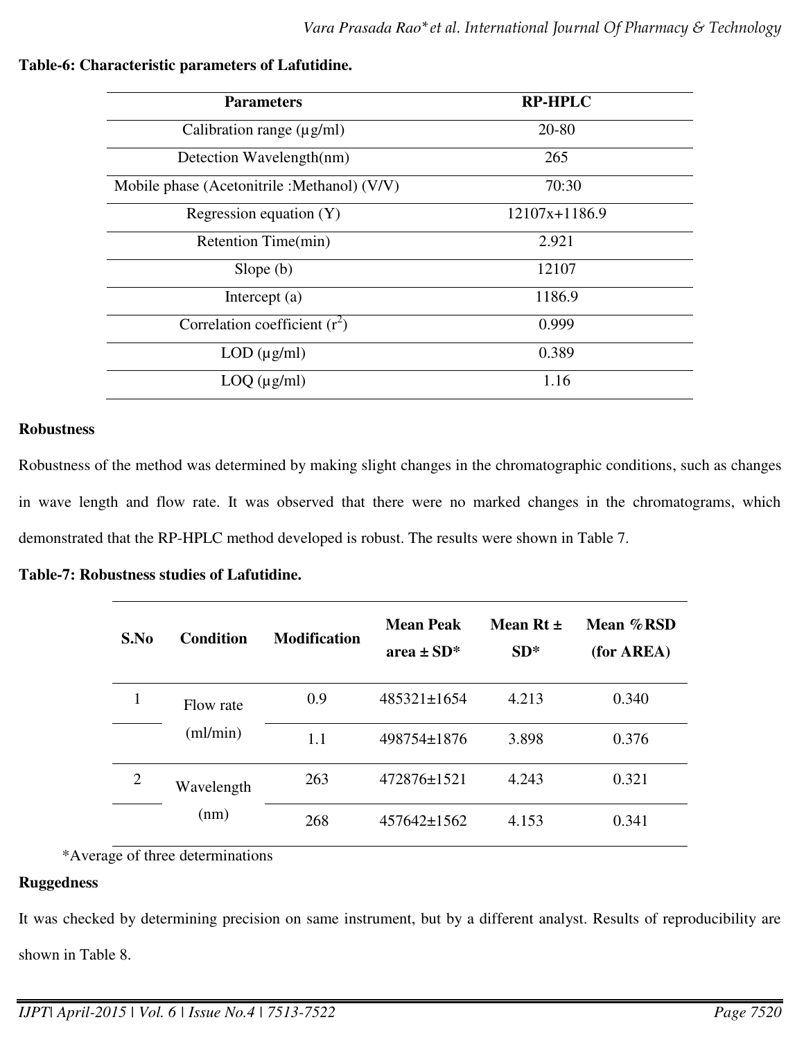**Table-6: Characteristic parameters of Lafutidine.**

| Parameters | RP-HPLC |
|---|---|
| Calibration range (µg/ml) | 20-80 |
| Detection Wavelength(nm) | 265 |
| Mobile phase (Acetonitrile :Methanol) (V/V) | 70:30 |
| Regression equation (Y) | 12107x+1186.9 |
| Retention Time(min) | 2.921 |
| Slope (b) | 12107 |
| Intercept (a) | 1186.9 |
| Correlation coefficient ($r^2$) | 0.999 |
| LOD (µg/ml) | 0.389 |
| LOQ (µg/ml) | 1.16 |

**Robustness**

Robustness of the method was determined by making slight changes in the chromatographic conditions, such as changes in wave length and flow rate. It was observed that there were no marked changes in the chromatograms, which demonstrated that the RP-HPLC method developed is robust. The results were shown in Table 7.

**Table-7: Robustness studies of Lafutidine.**

| S.No | Condition | Modification | Mean Peak area ± SD* | Mean Rt ± SD* | Mean %RSD (for AREA) |
|---|---|---|---|---|---|
| 1 | Flow rate (ml/min) | 0.9 | 485321±1654 | 4.213 | 0.340 |
| | | 1.1 | 498754±1876 | 3.898 | 0.376 |
| 2 | Wavelength (nm) | 263 | 472876±1521 | 4.243 | 0.321 |
| | | 268 | 457642±1562 | 4.153 | 0.341 |

*Average of three determinations

**Ruggedness**

It was checked by determining precision on same instrument, but by a different analyst. Results of reproducibility are shown in Table 8.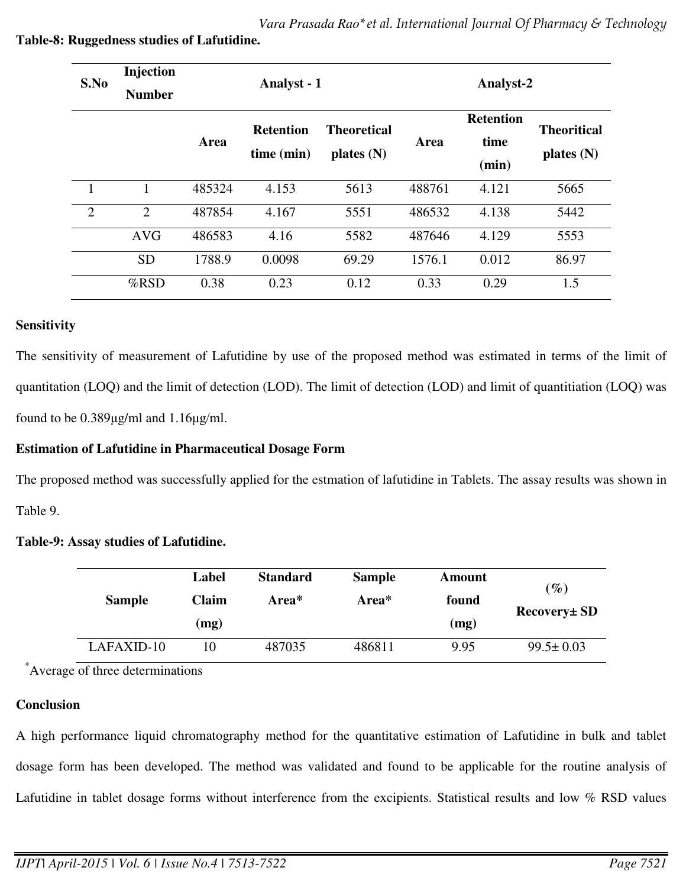**Table-8: Ruggedness studies of Lafutidine.**

| S.No | Injection Number | Analyst - 1 | | | Analyst-2 | | |
|---|---|---|---|---|---|---|---|
| | | Area | Retention time (min) | Theoretical plates (N) | Area | Retention time (min) | Theoritical plates (N) |
| 1 | 1 | 485324 | 4.153 | 5613 | 488761 | 4.121 | 5665 |
| 2 | 2 | 487854 | 4.167 | 5551 | 486532 | 4.138 | 5442 |
| | AVG | 486583 | 4.16 | 5582 | 487646 | 4.129 | 5553 |
| | SD | 1788.9 | 0.0098 | 69.29 | 1576.1 | 0.012 | 86.97 |
| | %RSD | 0.38 | 0.23 | 0.12 | 0.33 | 0.29 | 1.5 |

**Sensitivity**

The sensitivity of measurement of Lafutidine by use of the proposed method was estimated in terms of the limit of quantitation (LOQ) and the limit of detection (LOD). The limit of detection (LOD) and limit of quantitiation (LOQ) was found to be 0.389µg/ml and 1.16µg/ml.

**Estimation of Lafutidine in Pharmaceutical Dosage Form**

The proposed method was successfully applied for the estmation of lafutidine in Tablets. The assay results was shown in Table 9.

**Table-9: Assay studies of Lafutidine.**

| Sample | Label Claim (mg) | Standard Area* | Sample Area* | Amount found (mg) | (%) Recovery± SD |
|---|---|---|---|---|---|
| LAFAXID-10 | 10 | 487035 | 486811 | 9.95 | 99.5± 0.03 |

*Average of three determinations

**Conclusion**

A high performance liquid chromatography method for the quantitative estimation of Lafutidine in bulk and tablet dosage form has been developed. The method was validated and found to be applicable for the routine analysis of Lafutidine in tablet dosage forms without interference from the excipients. Statistical results and low % RSD values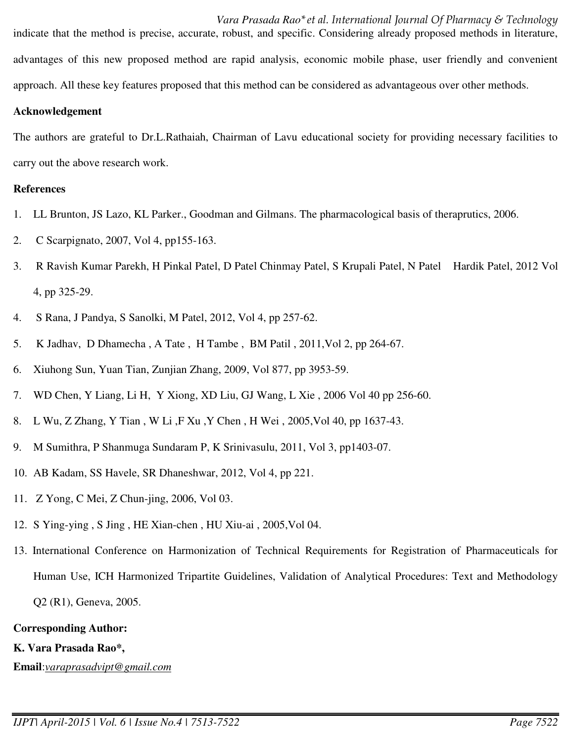indicate that the method is precise, accurate, robust, and specific. Considering already proposed methods in literature, advantages of this new proposed method are rapid analysis, economic mobile phase, user friendly and convenient approach. All these key features proposed that this method can be considered as advantageous over other methods.

**Acknowledgement**

The authors are grateful to Dr.L.Rathaiah, Chairman of Lavu educational society for providing necessary facilities to carry out the above research work.

**References**

1. LL Brunton, JS Lazo, KL Parker., Goodman and Gilmans. The pharmacological basis of therapeutics, 2006.
2. C Scarpignato, 2007, Vol 4, pp155-163.
3. R Ravish Kumar Parekh, H Pinkal Patel, D Patel Chinmay Patel, S Krupali Patel, N Patel Hardik Patel, 2012 Vol 4, pp 325-29.
4. S Rana, J Pandya, S Sanolki, M Patel, 2012, Vol 4, pp 257-62.
5. K Jadhav, D Dhamecha , A Tate , H Tambe , BM Patil , 2011,Vol 2, pp 264-67.
6. Xiuhong Sun, Yuan Tian, Zunjian Zhang, 2009, Vol 877, pp 3953-59.
7. WD Chen, Y Liang, Li H, Y Xiong, XD Liu, GJ Wang, L Xie , 2006 Vol 40 pp 256-60.
8. L Wu, Z Zhang, Y Tian , W Li ,F Xu ,Y Chen , H Wei , 2005,Vol 40, pp 1637-43.
9. M Sumithra, P Shanmuga Sundaram P, K Srinivasulu, 2011, Vol 3, pp1403-07.
10. AB Kadam, SS Havele, SR Dhaneshwar, 2012, Vol 4, pp 221.
11. Z Yong, C Mei, Z Chun-jing, 2006, Vol 03.
12. S Ying-ying , S Jing , HE Xian-chen , HU Xiu-ai , 2005,Vol 04.
13. International Conference on Harmonization of Technical Requirements for Registration of Pharmaceuticals for Human Use, ICH Harmonized Tripartite Guidelines, Validation of Analytical Procedures: Text and Methodology Q2 (R1), Geneva, 2005.

**Corresponding Author:**

**K. Vara Prasada Rao\*,**

**Email**:varaprasadvipt@gmail.com